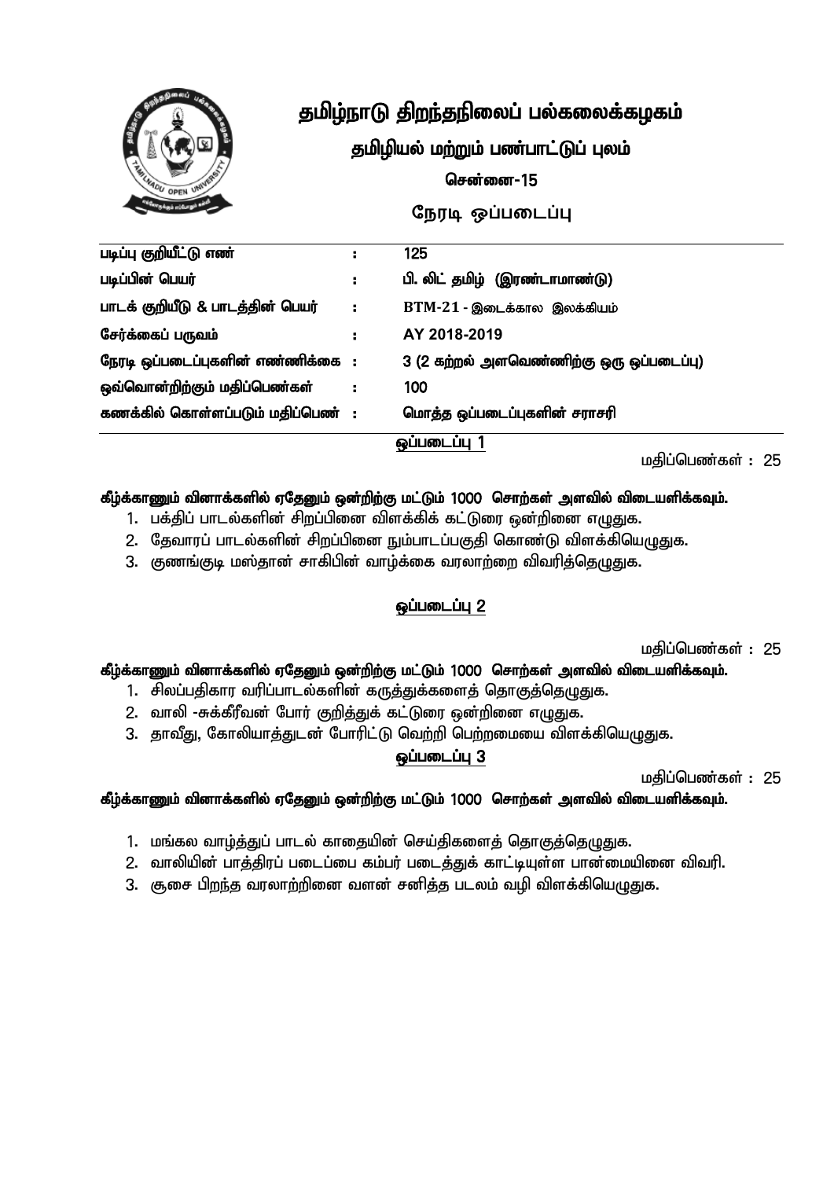# தமிழ்நாடு திறந்தநிலைப் பல்கலைக்கழகம்

## தமிழியல் மற்றும் பண்பாட்டுப் புலம்

### சென்னை-15

### நேரடி ஒப்படைப்பு

| | | |
|---|---|---|
| படிப்பு குறியீட்டு எண் | : | 125 |
| படிப்பின் பெயர் | : | பி. லிட் தமிழ் (இரண்டாமாண்டு) |
| பாடக் குறியீடு & பாடத்தின் பெயர் | : | BTM-21 - இடைக்கால இலக்கியம் |
| சேர்க்கைப் பருவம் | : | AY 2018-2019 |
| நேரடி ஒப்படைப்புகளின் எண்ணிக்கை | : | 3 (2 கற்றல் அளவெண்ணிற்கு ஒரு ஒப்படைப்பு) |
| ஒவ்வொன்றிற்கும் மதிப்பெண்கள் | : | 100 |
| கணக்கில் கொள்ளப்படும் மதிப்பெண் | : | மொத்த ஒப்படைப்புகளின் சராசரி |

## ஒப்படைப்பு 1

மதிப்பெண்கள் : 25

**கீழ்க்காணும் வினாக்களில் ஏதேனும் ஒன்றிற்கு மட்டும் 1000 சொற்கள் அளவில் விடையளிக்கவும்.**

1. பக்திப் பாடல்களின் சிறப்பினை விளக்கிக் கட்டுரை ஒன்றினை எழுதுக.
2. தேவாரப் பாடல்களின் சிறப்பினை நும்பாடப்பகுதி கொண்டு விளக்கியெழுதுக.
3. குணங்குடி மஸ்தான் சாகிபின் வாழ்க்கை வரலாற்றை விவரித்தெழுதுக.

## ஒப்படைப்பு 2

மதிப்பெண்கள் : 25

**கீழ்க்காணும் வினாக்களில் ஏதேனும் ஒன்றிற்கு மட்டும் 1000 சொற்கள் அளவில் விடையளிக்கவும்.**

1. சிலப்பதிகார வரிப்பாடல்களின் கருத்துக்களைத் தொகுத்தெழுதுக.
2. வாலி -சுக்கிரீவன் போர் குறித்துக் கட்டுரை ஒன்றினை எழுதுக.
3. தாவீது, கோலியாத்துடன் போரிட்டு வெற்றி பெற்றமையை விளக்கியெழுதுக.

## ஒப்படைப்பு 3

மதிப்பெண்கள் : 25

**கீழ்க்காணும் வினாக்களில் ஏதேனும் ஒன்றிற்கு மட்டும் 1000 சொற்கள் அளவில் விடையளிக்கவும்.**

1. மங்கல வாழ்த்துப் பாடல் காதையின் செய்திகளைத் தொகுத்தெழுதுக.
2. வாலியின் பாத்திரப் படைப்பை கம்பர் படைத்துக் காட்டியுள்ள பான்மையினை விவரி.
3. சூசை பிறந்த வரலாற்றினை வளன் சனித்த படலம் வழி விளக்கியெழுதுக.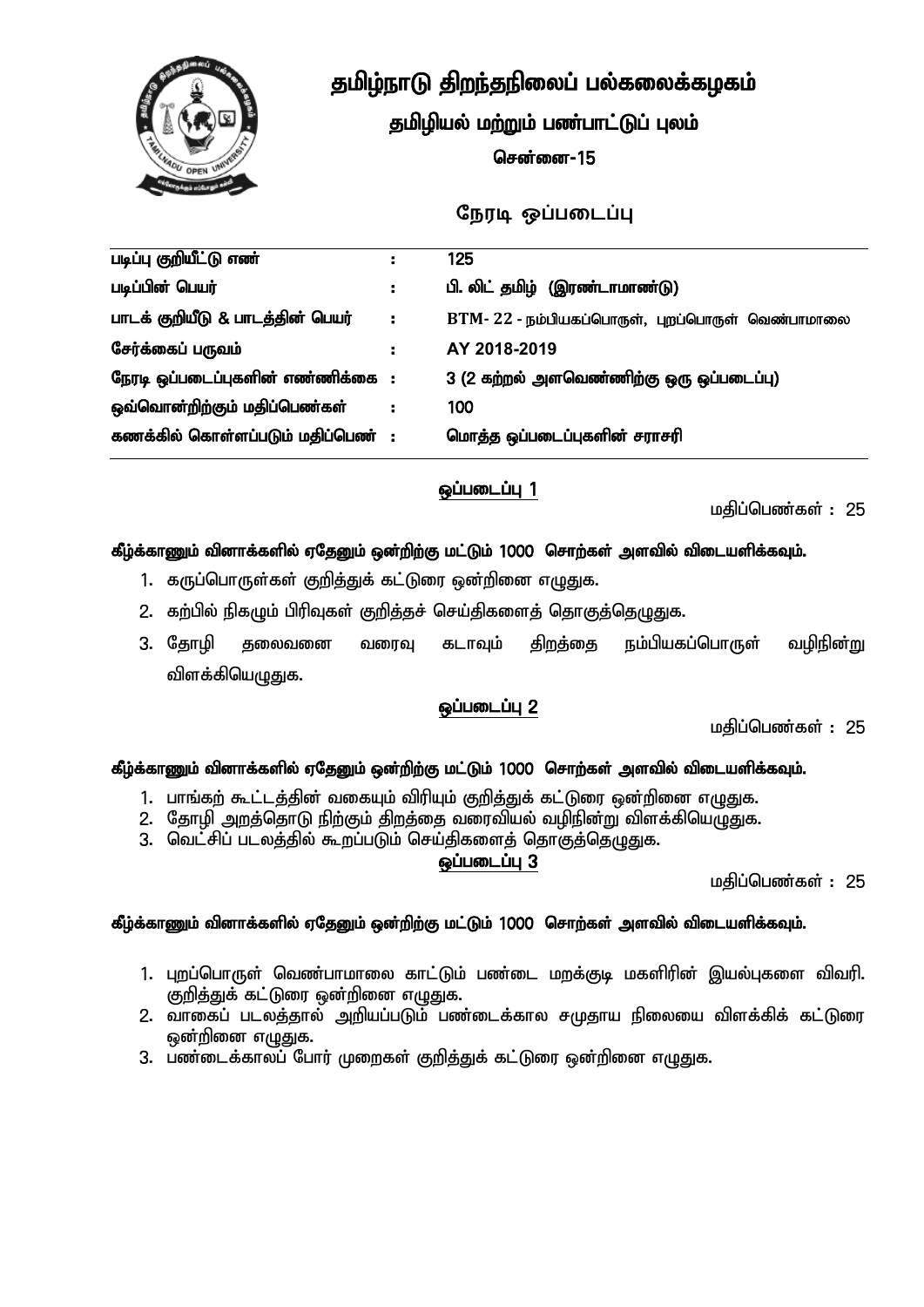# தமிழ்நாடு திறந்தநிலைப் பல்கலைக்கழகம்

## தமிழியல் மற்றும் பண்பாட்டுப் புலம்

### சென்னை-15

## நேரடி ஒப்படைப்பு

| | | |
|---|---|---|
| படிப்பு குறியீட்டு எண் | : | 125 |
| படிப்பின் பெயர் | : | பி. லிட் தமிழ் (இரண்டாமாண்டு) |
| பாடக் குறியீடு & பாடத்தின் பெயர் | : | BTM- 22 - நம்பியகப்பொருள், புறப்பொருள் வெண்பாமாலை |
| சேர்க்கைப் பருவம் | : | AY 2018-2019 |
| நேரடி ஒப்படைப்புகளின் எண்ணிக்கை | : | 3 (2 கற்றல் அளவெண்ணிற்கு ஒரு ஒப்படைப்பு) |
| ஒவ்வொன்றிற்கும் மதிப்பெண்கள் | : | 100 |
| கணக்கில் கொள்ளப்படும் மதிப்பெண் | : | மொத்த ஒப்படைப்புகளின் சராசரி |

### ஒப்படைப்பு 1

மதிப்பெண்கள் : 25

**கீழ்க்காணும் வினாக்களில் ஏதேனும் ஒன்றிற்கு மட்டும் 1000 சொற்கள் அளவில் விடையளிக்கவும்.**

1. கருப்பொருள்கள் குறித்துக் கட்டுரை ஒன்றினை எழுதுக.
2. கற்பில் நிகழும் பிரிவுகள் குறித்தச் செய்திகளைத் தொகுத்தெழுதுக.
3. தோழி தலைவனை வரைவு கடாவும் திறத்தை நம்பியகப்பொருள் வழிநின்று விளக்கியெழுதுக.

### ஒப்படைப்பு 2

மதிப்பெண்கள் : 25

**கீழ்க்காணும் வினாக்களில் ஏதேனும் ஒன்றிற்கு மட்டும் 1000 சொற்கள் அளவில் விடையளிக்கவும்.**

1. பாங்கற் கூட்டத்தின் வகையும் விரியும் குறித்துக் கட்டுரை ஒன்றினை எழுதுக.
2. தோழி அறத்தொடு நிற்கும் திறத்தை வரைவியல் வழிநின்று விளக்கியெழுதுக.
3. வெட்சிப் படலத்தில் கூறப்படும் செய்திகளைத் தொகுத்தெழுதுக.

### ஒப்படைப்பு 3

மதிப்பெண்கள் : 25

**கீழ்க்காணும் வினாக்களில் ஏதேனும் ஒன்றிற்கு மட்டும் 1000 சொற்கள் அளவில் விடையளிக்கவும்.**

1. புறப்பொருள் வெண்பாமாலை காட்டும் பண்டை மறக்குடி மகளிரின் இயல்புகளை விவரி. குறித்துக் கட்டுரை ஒன்றினை எழுதுக.
2. வாகைப் படலத்தால் அறியப்படும் பண்டைக்கால சமுதாய நிலையை விளக்கிக் கட்டுரை ஒன்றினை எழுதுக.
3. பண்டைக்காலப் போர் முறைகள் குறித்துக் கட்டுரை ஒன்றினை எழுதுக.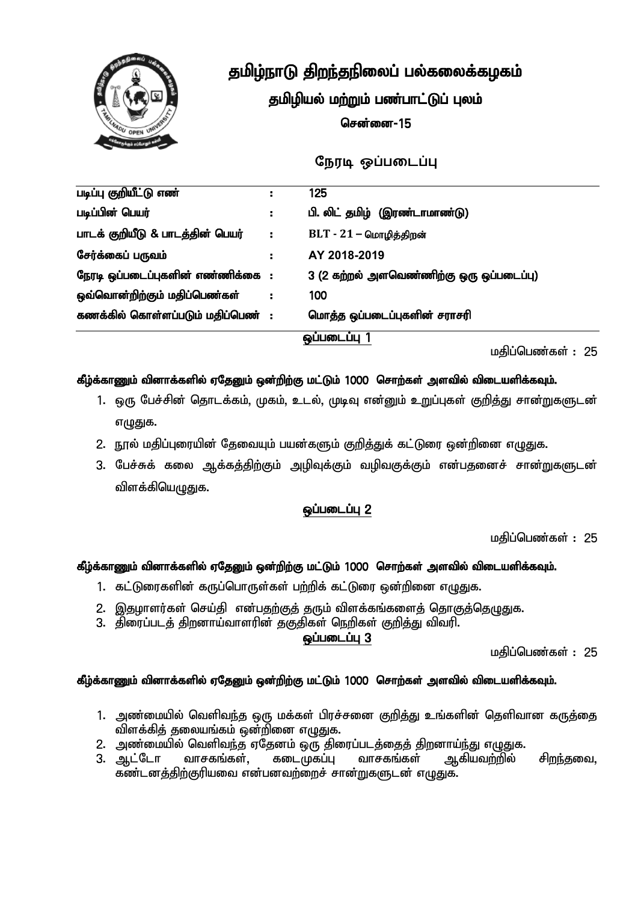# தமிழ்நாடு திறந்தநிலைப் பல்கலைக்கழகம்

## தமிழியல் மற்றும் பண்பாட்டுப் புலம்

**சென்னை-15**

## நேரடி ஒப்படைப்பு

| | | |
|---|---|---|
| **படிப்பு குறியீட்டு எண்** | : | 125 |
| **படிப்பின் பெயர்** | : | பி. லிட் தமிழ் (இரண்டாமாண்டு) |
| **பாடக் குறியீடு & பாடத்தின் பெயர்** | : | BLT - 21 – மொழித்திறன் |
| **சேர்க்கைப் பருவம்** | : | AY 2018-2019 |
| **நேரடி ஒப்படைப்புகளின் எண்ணிக்கை** | : | 3 (2 கற்றல் அளவெண்ணிற்கு ஒரு ஒப்படைப்பு) |
| **ஒவ்வொன்றிற்கும் மதிப்பெண்கள்** | : | 100 |
| **கணக்கில் கொள்ளப்படும் மதிப்பெண்** | : | மொத்த ஒப்படைப்புகளின் சராசரி |

### ஒப்படைப்பு 1

மதிப்பெண்கள் : 25

**கீழ்க்காணும் வினாக்களில் ஏதேனும் ஒன்றிற்கு மட்டும் 1000 சொற்கள் அளவில் விடையளிக்கவும்.**

1. ஒரு பேச்சின் தொடக்கம், முகம், உடல், முடிவு என்னும் உறுப்புகள் குறித்து சான்றுகளுடன் எழுதுக.
2. நூல் மதிப்புரையின் தேவையும் பயன்களும் குறித்துக் கட்டுரை ஒன்றினை எழுதுக.
3. பேச்சுக் கலை ஆக்கத்திற்கும் அழிவுக்கும் வழிவகுக்கும் என்பதனைச் சான்றுகளுடன் விளக்கியெழுதுக.

### ஒப்படைப்பு 2

மதிப்பெண்கள் : 25

**கீழ்க்காணும் வினாக்களில் ஏதேனும் ஒன்றிற்கு மட்டும் 1000 சொற்கள் அளவில் விடையளிக்கவும்.**

1. கட்டுரைகளின் கருப்பொருள்கள் பற்றிக் கட்டுரை ஒன்றினை எழுதுக.
2. இதழாளர்கள் செய்தி என்பதற்குத் தரும் விளக்கங்களைத் தொகுத்தெழுதுக.
3. திரைப்படத் திறனாய்வாளரின் தகுதிகள் நெறிகள் குறித்து விவரி.

### ஒப்படைப்பு 3

மதிப்பெண்கள் : 25

**கீழ்க்காணும் வினாக்களில் ஏதேனும் ஒன்றிற்கு மட்டும் 1000 சொற்கள் அளவில் விடையளிக்கவும்.**

1. அண்மையில் வெளிவந்த ஒரு மக்கள் பிரச்சனை குறித்து உங்களின் தெளிவான கருத்தை விளக்கித் தலையங்கம் ஒன்றினை எழுதுக.
2. அண்மையில் வெளிவந்த ஏதேனம் ஒரு திரைப்படத்தைத் திறனாய்ந்து எழுதுக.
3. ஆட்டோ வாசகங்கள், கடைமுகப்பு வாசகங்கள் ஆகியவற்றில் சிறந்தவை, கண்டனத்திற்குரியவை என்பனவற்றைச் சான்றுகளுடன் எழுதுக.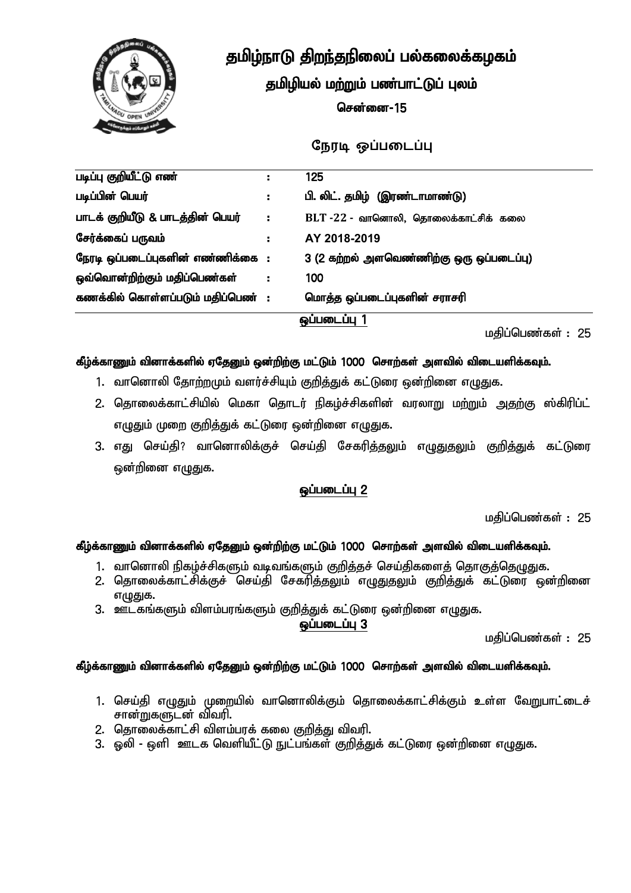# தமிழ்நாடு திறந்தநிலைப் பல்கலைக்கழகம்

## தமிழியல் மற்றும் பண்பாட்டுப் புலம்

### சென்னை-15

## நேரடி ஒப்படைப்பு

| | | |
|---|---|---|
| படிப்பு குறியீட்டு எண் | : | 125 |
| படிப்பின் பெயர் | : | பி. லிட். தமிழ் (இரண்டாமாண்டு) |
| பாடக் குறியீடு & பாடத்தின் பெயர் | : | BLT -22 - வானொலி, தொலைக்காட்சிக் கலை |
| சேர்க்கைப் பருவம் | : | AY 2018-2019 |
| நேரடி ஒப்படைப்புகளின் எண்ணிக்கை | : | 3 (2 கற்றல் அளவெண்ணிற்கு ஒரு ஒப்படைப்பு) |
| ஒவ்வொன்றிற்கும் மதிப்பெண்கள் | : | 100 |
| கணக்கில் கொள்ளப்படும் மதிப்பெண் | : | மொத்த ஒப்படைப்புகளின் சராசரி |

## ஒப்படைப்பு 1

மதிப்பெண்கள் : 25

**கீழ்க்காணும் வினாக்களில் ஏதேனும் ஒன்றிற்கு மட்டும் 1000 சொற்கள் அளவில் விடையளிக்கவும்.**

1. வானொலி தோற்றமும் வளர்ச்சியும் குறித்துக் கட்டுரை ஒன்றினை எழுதுக.
2. தொலைக்காட்சியில் மெகா தொடர் நிகழ்ச்சிகளின் வரலாறு மற்றும் அதற்கு ஸ்கிரிப்ட் எழுதும் முறை குறித்துக் கட்டுரை ஒன்றினை எழுதுக.
3. எது செய்தி? வானொலிக்குச் செய்தி சேகரித்தலும் எழுதுதலும் குறித்துக் கட்டுரை ஒன்றினை எழுதுக.

## ஒப்படைப்பு 2

மதிப்பெண்கள் : 25

**கீழ்க்காணும் வினாக்களில் ஏதேனும் ஒன்றிற்கு மட்டும் 1000 சொற்கள் அளவில் விடையளிக்கவும்.**

1. வானொலி நிகழ்ச்சிகளும் வடிவங்களும் குறித்தச் செய்திகளைத் தொகுத்தெழுதுக.
2. தொலைக்காட்சிக்குச் செய்தி சேகரித்தலும் எழுதுதலும் குறித்துக் கட்டுரை ஒன்றினை எழுதுக.
3. ஊடகங்களும் விளம்பரங்களும் குறித்துக் கட்டுரை ஒன்றினை எழுதுக.

## ஒப்படைப்பு 3

மதிப்பெண்கள் : 25

**கீழ்க்காணும் வினாக்களில் ஏதேனும் ஒன்றிற்கு மட்டும் 1000 சொற்கள் அளவில் விடையளிக்கவும்.**

1. செய்தி எழுதும் முறையில் வானொலிக்கும் தொலைக்காட்சிக்கும் உள்ள வேறுபாட்டைச் சான்றுகளுடன் விவரி.
2. தொலைக்காட்சி விளம்பரக் கலை குறித்து விவரி.
3. ஒலி - ஒளி ஊடக வெளியீட்டு நுட்பங்கள் குறித்துக் கட்டுரை ஒன்றினை எழுதுக.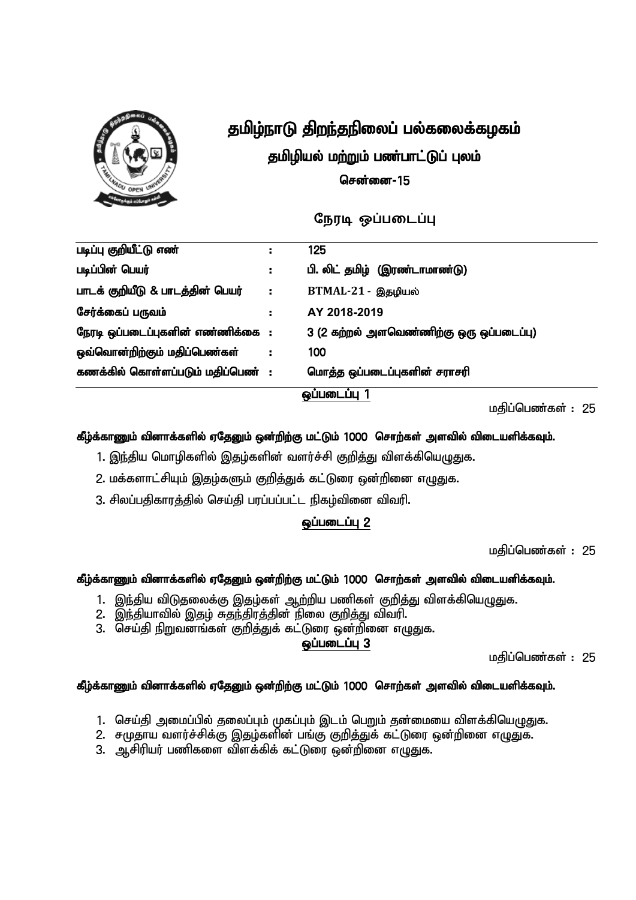# தமிழ்நாடு திறந்தநிலைப் பல்கலைக்கழகம்

## தமிழியல் மற்றும் பண்பாட்டுப் புலம்

### சென்னை-15

### நேரடி ஒப்படைப்பு

| | | |
|---|---|---|
| படிப்பு குறியீட்டு எண் | : | 125 |
| படிப்பின் பெயர் | : | பி. லிட் தமிழ் (இரண்டாமாண்டு) |
| பாடக் குறியீடு & பாடத்தின் பெயர் | : | BTMAL-21 - இதழியல் |
| சேர்க்கைப் பருவம் | : | AY 2018-2019 |
| நேரடி ஒப்படைப்புகளின் எண்ணிக்கை | : | 3 (2 கற்றல் அளவெண்ணிற்கு ஒரு ஒப்படைப்பு) |
| ஒவ்வொன்றிற்கும் மதிப்பெண்கள் | : | 100 |
| கணக்கில் கொள்ளப்படும் மதிப்பெண் | : | மொத்த ஒப்படைப்புகளின் சராசரி |

## ஒப்படைப்பு 1

மதிப்பெண்கள் : 25

**கீழ்க்காணும் வினாக்களில் ஏதேனும் ஒன்றிற்கு மட்டும் 1000 சொற்கள் அளவில் விடையளிக்கவும்.**

1. இந்திய மொழிகளில் இதழ்களின் வளர்ச்சி குறித்து விளக்கியெழுதுக.
2. மக்களாட்சியும் இதழ்களும் குறித்துக் கட்டுரை ஒன்றினை எழுதுக.
3. சிலப்பதிகாரத்தில் செய்தி பரப்பப்பட்ட நிகழ்வினை விவரி.

## ஒப்படைப்பு 2

மதிப்பெண்கள் : 25

**கீழ்க்காணும் வினாக்களில் ஏதேனும் ஒன்றிற்கு மட்டும் 1000 சொற்கள் அளவில் விடையளிக்கவும்.**

1. இந்திய விடுதலைக்கு இதழ்கள் ஆற்றிய பணிகள் குறித்து விளக்கியெழுதுக.
2. இந்தியாவில் இதழ் சுதந்திரத்தின் நிலை குறித்து விவரி.
3. செய்தி நிறுவனங்கள் குறித்துக் கட்டுரை ஒன்றினை எழுதுக.

## ஒப்படைப்பு 3

மதிப்பெண்கள் : 25

**கீழ்க்காணும் வினாக்களில் ஏதேனும் ஒன்றிற்கு மட்டும் 1000 சொற்கள் அளவில் விடையளிக்கவும்.**

1. செய்தி அமைப்பில் தலைப்பும் முகப்பும் இடம் பெறும் தன்மையை விளக்கியெழுதுக.
2. சமுதாய வளர்ச்சிக்கு இதழ்களின் பங்கு குறித்துக் கட்டுரை ஒன்றினை எழுதுக.
3. ஆசிரியர் பணிகளை விளக்கிக் கட்டுரை ஒன்றினை எழுதுக.